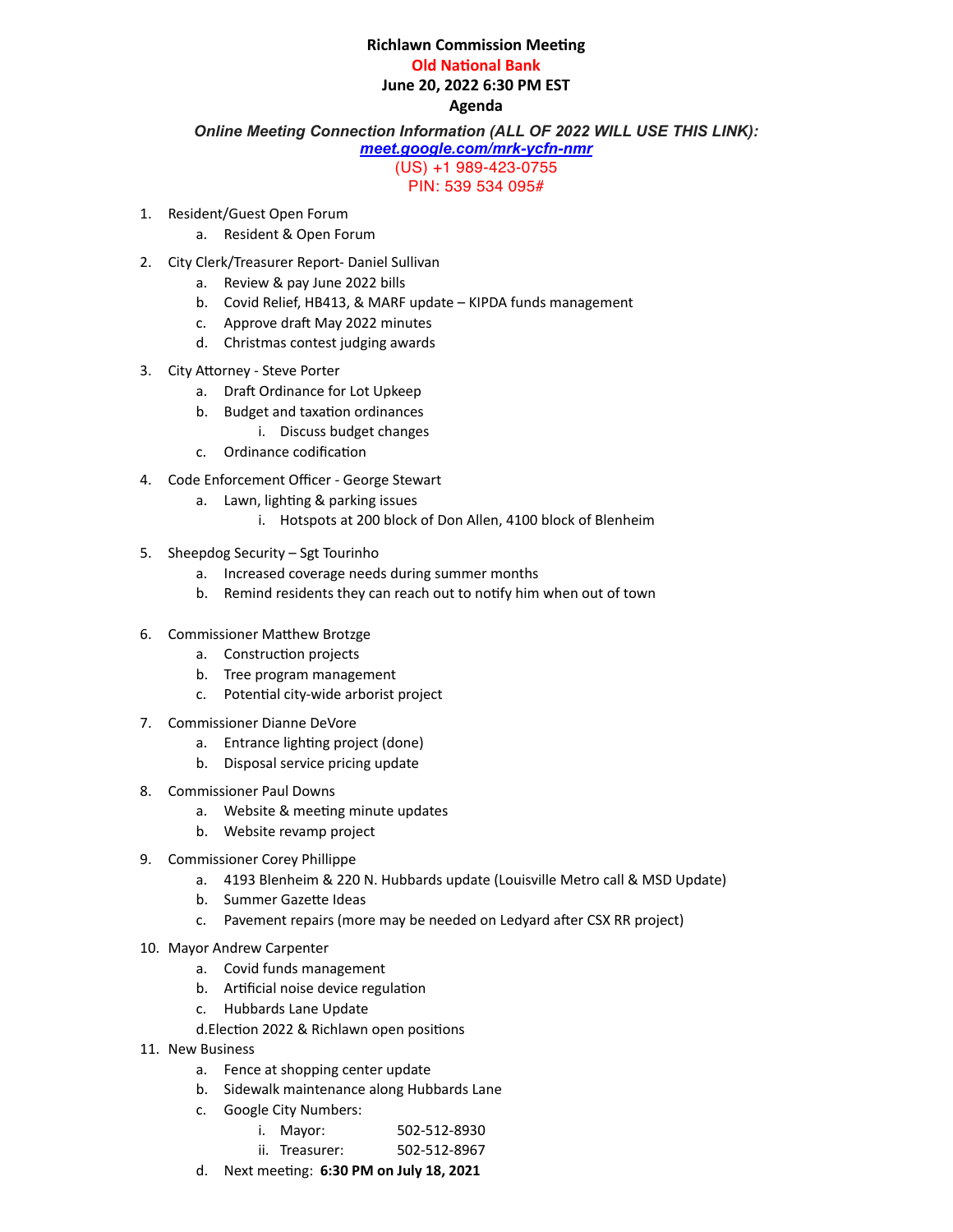**Richlawn Commission Meeting**

**Old National Bank**

**June 20, 2022 6:30 PM EST**

**Agenda**

***Online Meeting Connection Information (ALL OF 2022 WILL USE THIS LINK):***

***meet.google.com/mrk-ycfn-nmr***

(US) +1 989-423-0755

PIN: 539 534 095#

1. Resident/Guest Open Forum
   a. Resident & Open Forum
2. City Clerk/Treasurer Report- Daniel Sullivan
   a. Review & pay June 2022 bills
   b. Covid Relief, HB413, & MARF update – KIPDA funds management
   c. Approve draft May 2022 minutes
   d. Christmas contest judging awards
3. City Attorney - Steve Porter
   a. Draft Ordinance for Lot Upkeep
   b. Budget and taxation ordinances
      i. Discuss budget changes
   c. Ordinance codification
4. Code Enforcement Officer - George Stewart
   a. Lawn, lighting & parking issues
      i. Hotspots at 200 block of Don Allen, 4100 block of Blenheim
5. Sheepdog Security – Sgt Tourinho
   a. Increased coverage needs during summer months
   b. Remind residents they can reach out to notify him when out of town
6. Commissioner Matthew Brotzge
   a. Construction projects
   b. Tree program management
   c. Potential city-wide arborist project
7. Commissioner Dianne DeVore
   a. Entrance lighting project (done)
   b. Disposal service pricing update
8. Commissioner Paul Downs
   a. Website & meeting minute updates
   b. Website revamp project
9. Commissioner Corey Phillippe
   a. 4193 Blenheim & 220 N. Hubbards update (Louisville Metro call & MSD Update)
   b. Summer Gazette Ideas
   c. Pavement repairs (more may be needed on Ledyard after CSX RR project)
10. Mayor Andrew Carpenter
    a. Covid funds management
    b. Artificial noise device regulation
    c. Hubbards Lane Update
    d. Election 2022 & Richlawn open positions
11. New Business
    a. Fence at shopping center update
    b. Sidewalk maintenance along Hubbards Lane
    c. Google City Numbers:
       i. Mayor: 502-512-8930
       ii. Treasurer: 502-512-8967
    d. Next meeting: **6:30 PM on July 18, 2021**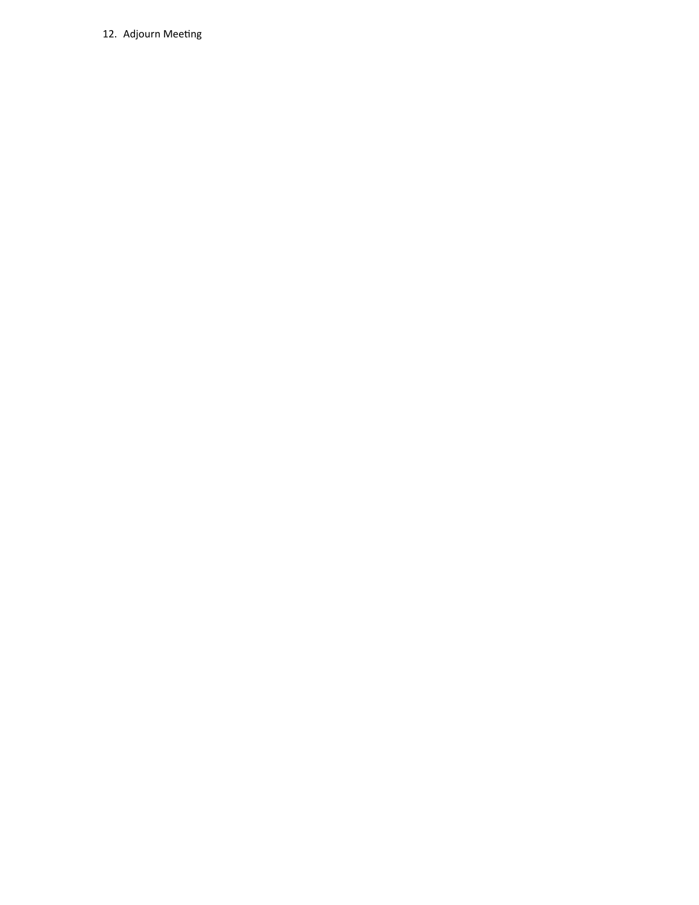12. Adjourn Meeting